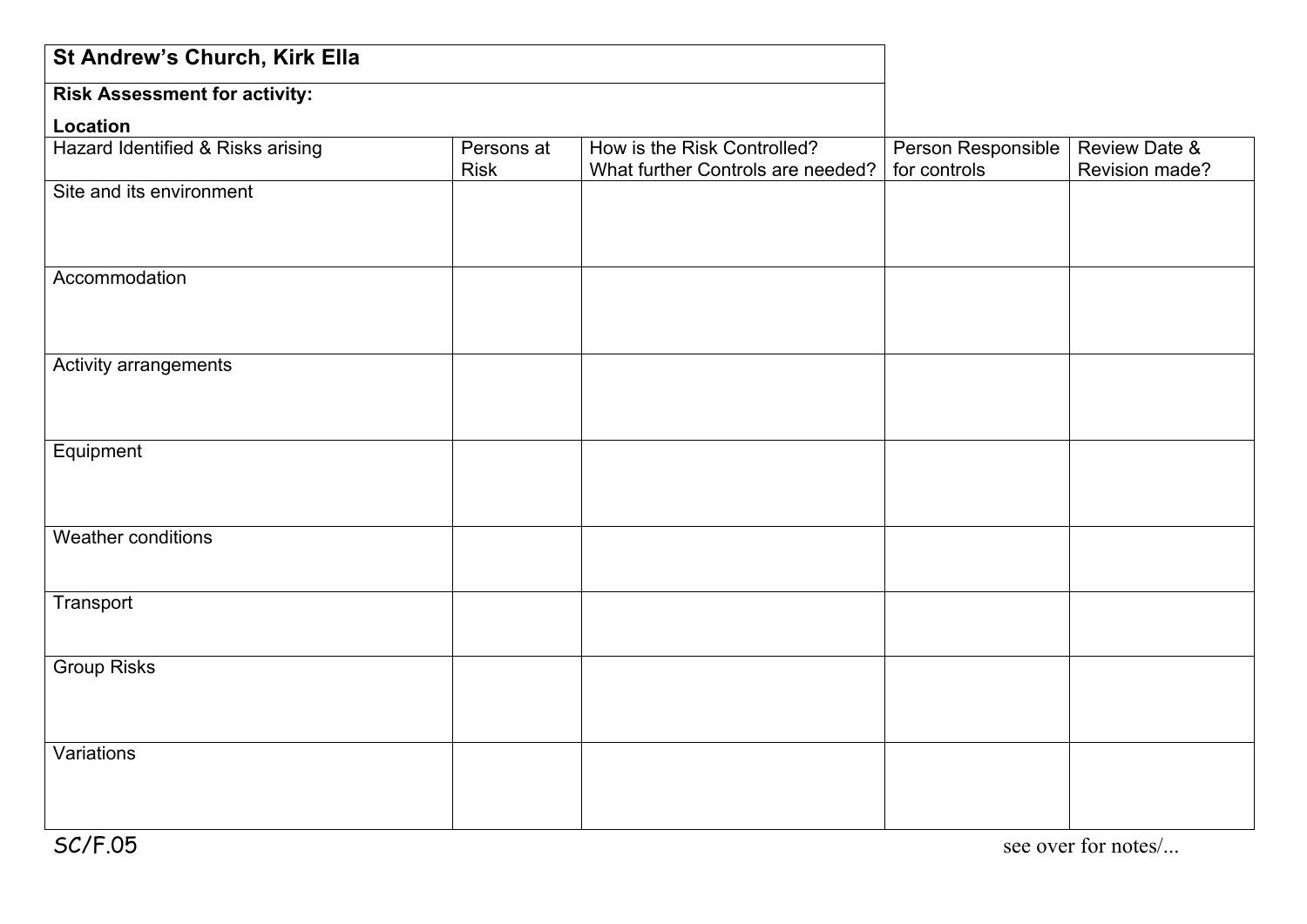**St Andrew's Church, Kirk Ella**

**Risk Assessment for activity:**

**Location**

| Hazard Identified & Risks arising | Persons at Risk | How is the Risk Controlled? What further Controls are needed? | Person Responsible for controls | Review Date & Revision made? |
|---|---|---|---|---|
| Site and its environment | | | | |
| Accommodation | | | | |
| Activity arrangements | | | | |
| Equipment | | | | |
| Weather conditions | | | | |
| Transport | | | | |
| Group Risks | | | | |
| Variations | | | | |

SC/F.05

see over for notes/...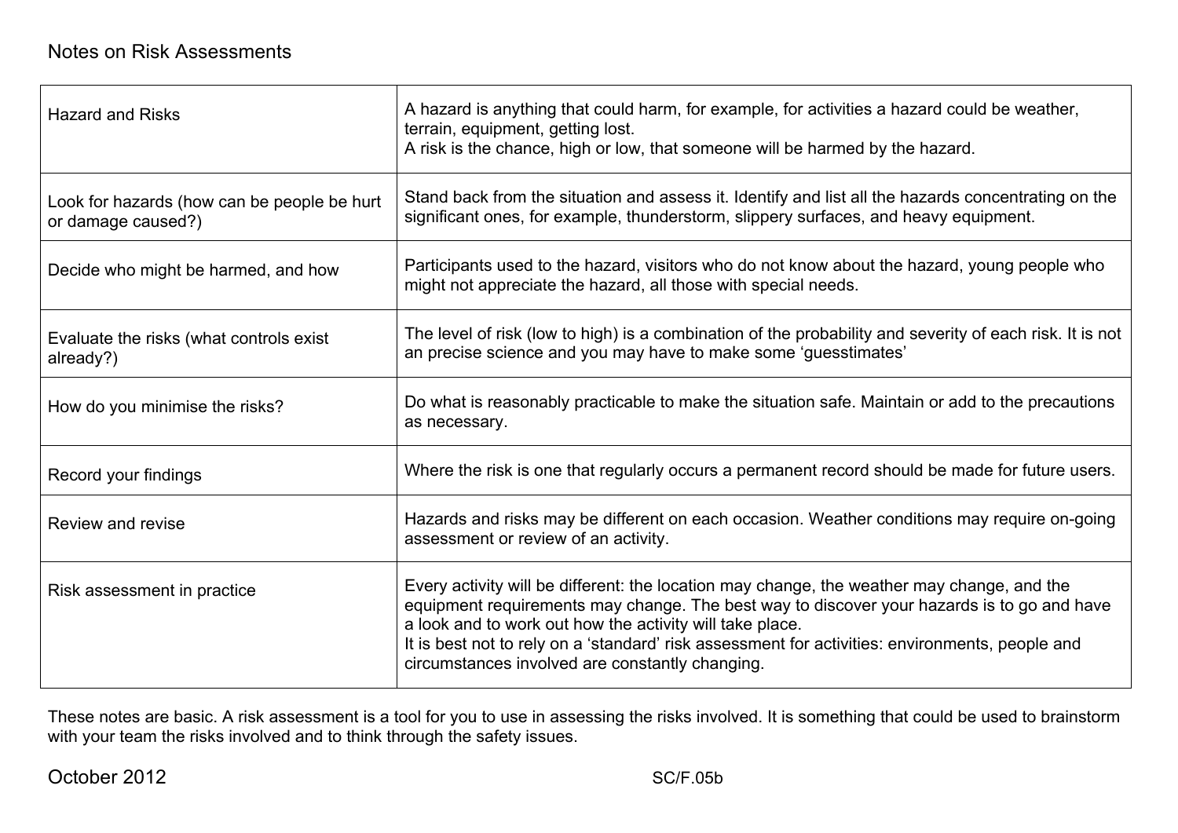Notes on Risk Assessments

| | |
|---|---|
| Hazard and Risks | A hazard is anything that could harm, for example, for activities a hazard could be weather, terrain, equipment, getting lost.<br>A risk is the chance, high or low, that someone will be harmed by the hazard. |
| Look for hazards (how can be people be hurt or damage caused?) | Stand back from the situation and assess it. Identify and list all the hazards concentrating on the significant ones, for example, thunderstorm, slippery surfaces, and heavy equipment. |
| Decide who might be harmed, and how | Participants used to the hazard, visitors who do not know about the hazard, young people who might not appreciate the hazard, all those with special needs. |
| Evaluate the risks (what controls exist already?) | The level of risk (low to high) is a combination of the probability and severity of each risk. It is not an precise science and you may have to make some 'guesstimates' |
| How do you minimise the risks? | Do what is reasonably practicable to make the situation safe. Maintain or add to the precautions as necessary. |
| Record your findings | Where the risk is one that regularly occurs a permanent record should be made for future users. |
| Review and revise | Hazards and risks may be different on each occasion. Weather conditions may require on-going assessment or review of an activity. |
| Risk assessment in practice | Every activity will be different: the location may change, the weather may change, and the equipment requirements may change. The best way to discover your hazards is to go and have a look and to work out how the activity will take place.<br>It is best not to rely on a 'standard' risk assessment for activities: environments, people and circumstances involved are constantly changing. |

These notes are basic. A risk assessment is a tool for you to use in assessing the risks involved. It is something that could be used to brainstorm with your team the risks involved and to think through the safety issues.

October 2012

SC/F.05b